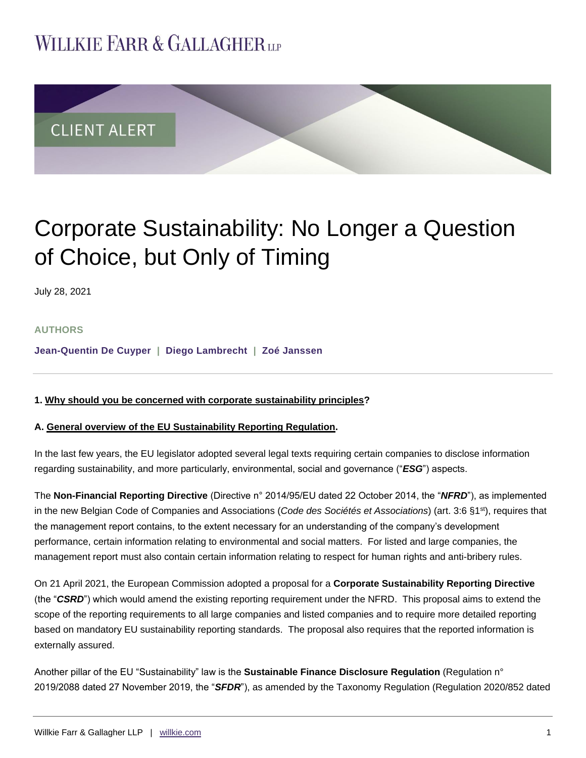# WILLKIE FARR & GALLAGHER LLP

CLIENT ALERT

# Corporate Sustainability: No Longer a Question of Choice, but Only of Timing

July 28, 2021

**AUTHORS**

**Jean-Quentin De Cuyper | Diego Lambrecht | Zoé Janssen**

---

**1. Why should you be concerned with corporate sustainability principles?**

**A. General overview of the EU Sustainability Reporting Regulation.**

In the last few years, the EU legislator adopted several legal texts requiring certain companies to disclose information regarding sustainability, and more particularly, environmental, social and governance ("***ESG***") aspects.

The **Non-Financial Reporting Directive** (Directive n° 2014/95/EU dated 22 October 2014, the "***NFRD***"), as implemented in the new Belgian Code of Companies and Associations (*Code des Sociétés et Associations*) (art. 3:6 §1st), requires that the management report contains, to the extent necessary for an understanding of the company's development performance, certain information relating to environmental and social matters. For listed and large companies, the management report must also contain certain information relating to respect for human rights and anti-bribery rules.

On 21 April 2021, the European Commission adopted a proposal for a **Corporate Sustainability Reporting Directive** (the "***CSRD***") which would amend the existing reporting requirement under the NFRD. This proposal aims to extend the scope of the reporting requirements to all large companies and listed companies and to require more detailed reporting based on mandatory EU sustainability reporting standards. The proposal also requires that the reported information is externally assured.

Another pillar of the EU "Sustainability" law is the **Sustainable Finance Disclosure Regulation** (Regulation n° 2019/2088 dated 27 November 2019, the "***SFDR***"), as amended by the Taxonomy Regulation (Regulation 2020/852 dated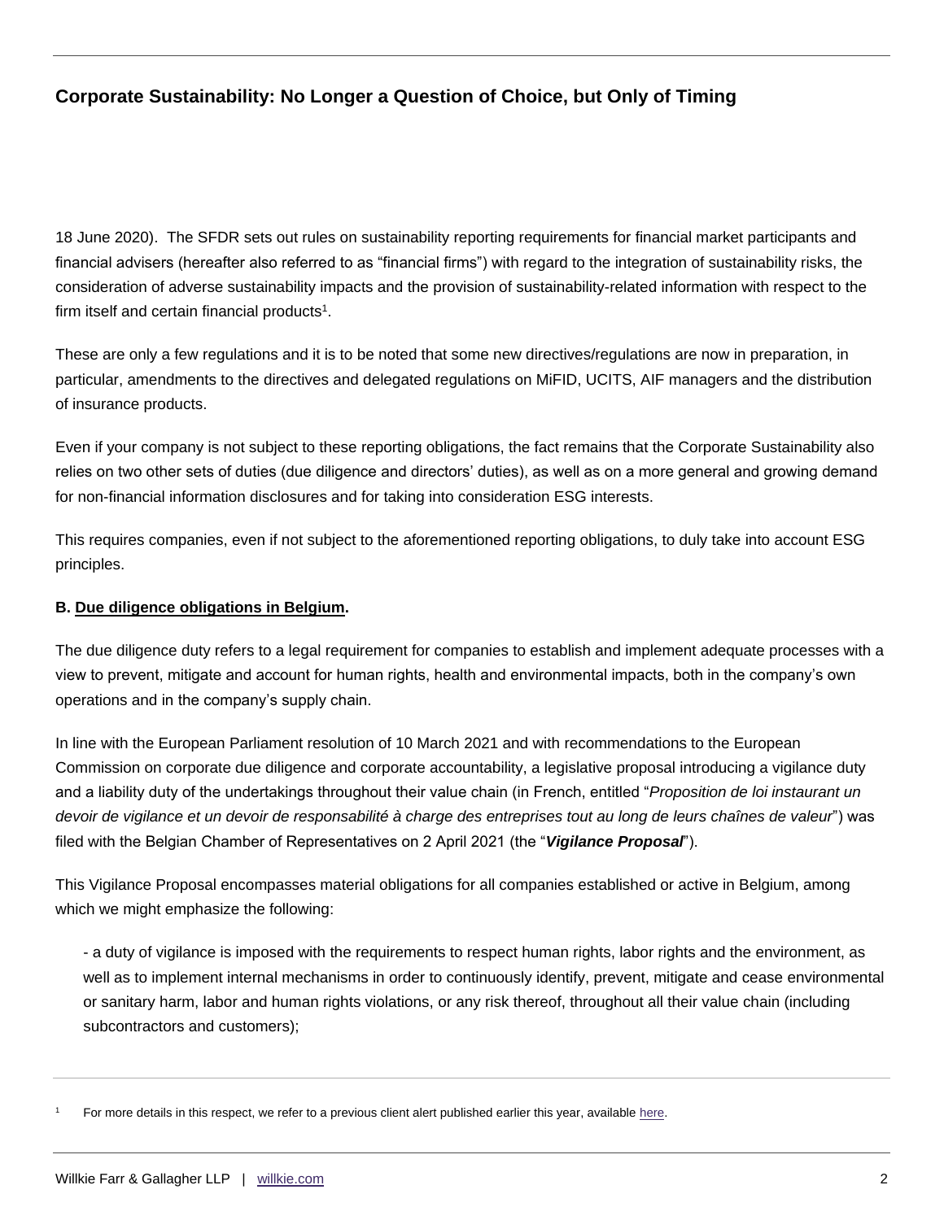18 June 2020). The SFDR sets out rules on sustainability reporting requirements for financial market participants and financial advisers (hereafter also referred to as "financial firms") with regard to the integration of sustainability risks, the consideration of adverse sustainability impacts and the provision of sustainability-related information with respect to the firm itself and certain financial products[1].

These are only a few regulations and it is to be noted that some new directives/regulations are now in preparation, in particular, amendments to the directives and delegated regulations on MiFID, UCITS, AIF managers and the distribution of insurance products.

Even if your company is not subject to these reporting obligations, the fact remains that the Corporate Sustainability also relies on two other sets of duties (due diligence and directors' duties), as well as on a more general and growing demand for non-financial information disclosures and for taking into consideration ESG interests.

This requires companies, even if not subject to the aforementioned reporting obligations, to duly take into account ESG principles.

**B. Due diligence obligations in Belgium.**

The due diligence duty refers to a legal requirement for companies to establish and implement adequate processes with a view to prevent, mitigate and account for human rights, health and environmental impacts, both in the company's own operations and in the company's supply chain.

In line with the European Parliament resolution of 10 March 2021 and with recommendations to the European Commission on corporate due diligence and corporate accountability, a legislative proposal introducing a vigilance duty and a liability duty of the undertakings throughout their value chain (in French, entitled "*Proposition de loi instaurant un devoir de vigilance et un devoir de responsabilité à charge des entreprises tout au long de leurs chaînes de valeur*") was filed with the Belgian Chamber of Representatives on 2 April 2021 (the "***Vigilance Proposal***").

This Vigilance Proposal encompasses material obligations for all companies established or active in Belgium, among which we might emphasize the following:

- a duty of vigilance is imposed with the requirements to respect human rights, labor rights and the environment, as well as to implement internal mechanisms in order to continuously identify, prevent, mitigate and cease environmental or sanitary harm, labor and human rights violations, or any risk thereof, throughout all their value chain (including subcontractors and customers);

[1] For more details in this respect, we refer to a previous client alert published earlier this year, available here.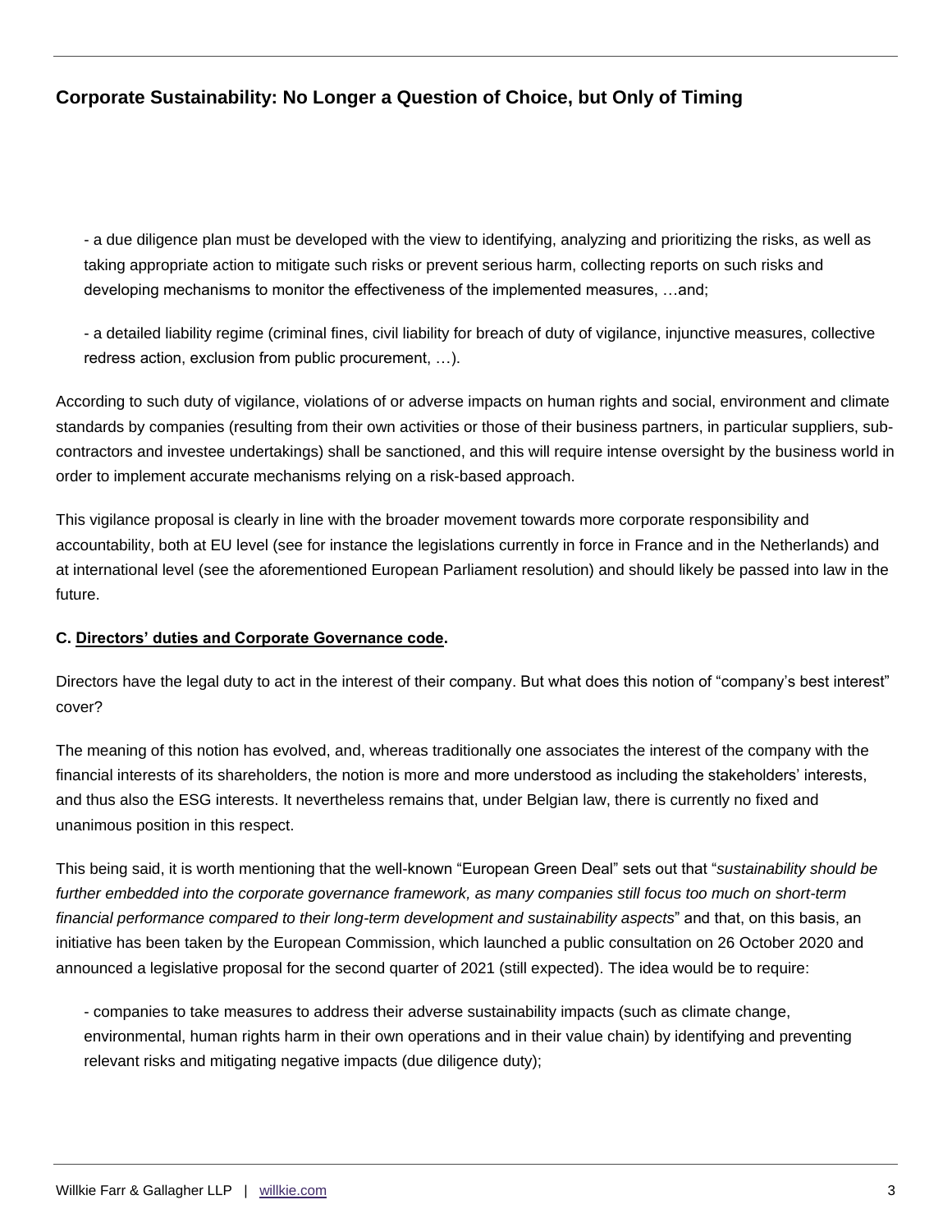- a due diligence plan must be developed with the view to identifying, analyzing and prioritizing the risks, as well as taking appropriate action to mitigate such risks or prevent serious harm, collecting reports on such risks and developing mechanisms to monitor the effectiveness of the implemented measures, …and;

- a detailed liability regime (criminal fines, civil liability for breach of duty of vigilance, injunctive measures, collective redress action, exclusion from public procurement, …).

According to such duty of vigilance, violations of or adverse impacts on human rights and social, environment and climate standards by companies (resulting from their own activities or those of their business partners, in particular suppliers, sub-contractors and investee undertakings) shall be sanctioned, and this will require intense oversight by the business world in order to implement accurate mechanisms relying on a risk-based approach.

This vigilance proposal is clearly in line with the broader movement towards more corporate responsibility and accountability, both at EU level (see for instance the legislations currently in force in France and in the Netherlands) and at international level (see the aforementioned European Parliament resolution) and should likely be passed into law in the future.

**C. Directors' duties and Corporate Governance code.**

Directors have the legal duty to act in the interest of their company. But what does this notion of "company's best interest" cover?

The meaning of this notion has evolved, and, whereas traditionally one associates the interest of the company with the financial interests of its shareholders, the notion is more and more understood as including the stakeholders' interests, and thus also the ESG interests. It nevertheless remains that, under Belgian law, there is currently no fixed and unanimous position in this respect.

This being said, it is worth mentioning that the well-known "European Green Deal" sets out that "*sustainability should be further embedded into the corporate governance framework, as many companies still focus too much on short-term financial performance compared to their long-term development and sustainability aspects*" and that, on this basis, an initiative has been taken by the European Commission, which launched a public consultation on 26 October 2020 and announced a legislative proposal for the second quarter of 2021 (still expected). The idea would be to require:

- companies to take measures to address their adverse sustainability impacts (such as climate change, environmental, human rights harm in their own operations and in their value chain) by identifying and preventing relevant risks and mitigating negative impacts (due diligence duty);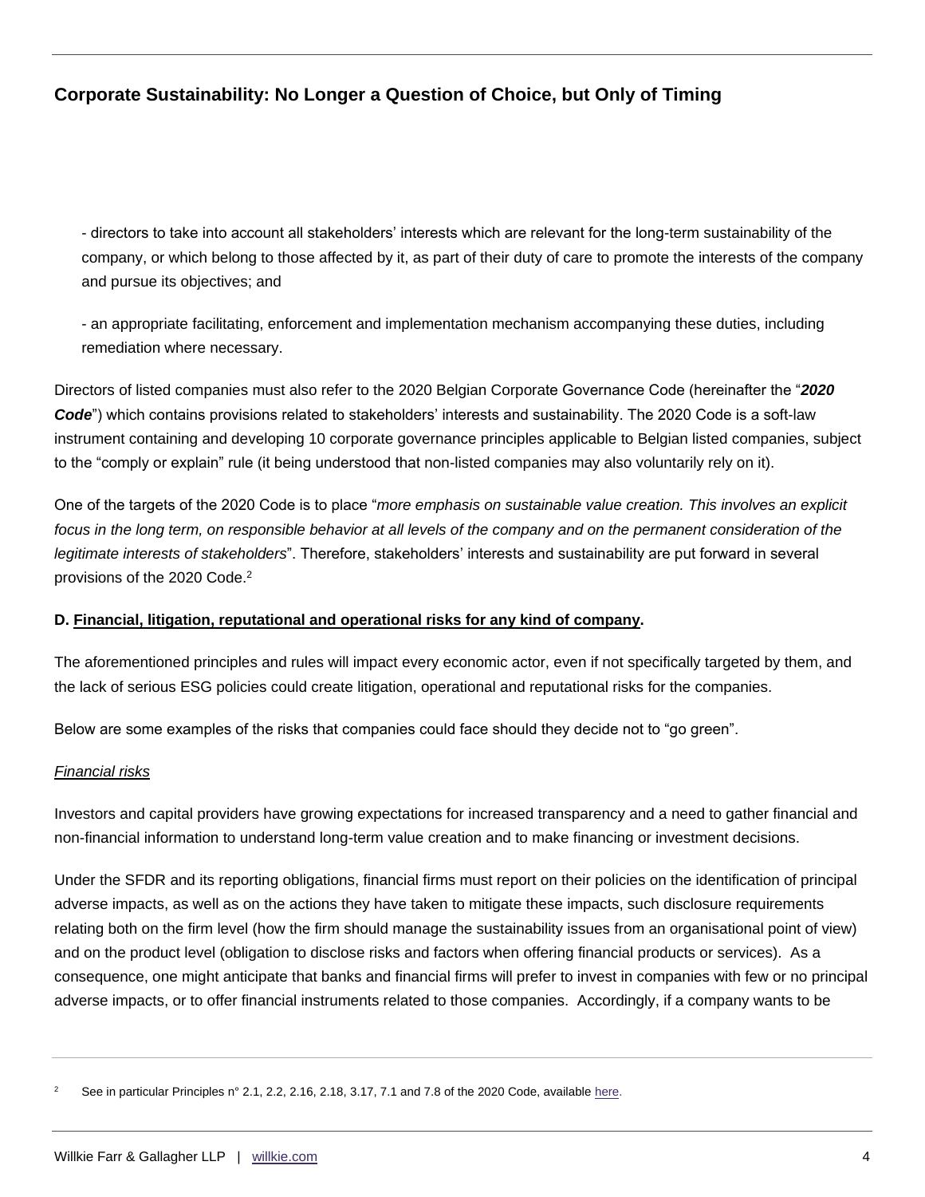- directors to take into account all stakeholders' interests which are relevant for the long-term sustainability of the company, or which belong to those affected by it, as part of their duty of care to promote the interests of the company and pursue its objectives; and

- an appropriate facilitating, enforcement and implementation mechanism accompanying these duties, including remediation where necessary.

Directors of listed companies must also refer to the 2020 Belgian Corporate Governance Code (hereinafter the "***2020 Code***") which contains provisions related to stakeholders' interests and sustainability. The 2020 Code is a soft-law instrument containing and developing 10 corporate governance principles applicable to Belgian listed companies, subject to the "comply or explain" rule (it being understood that non-listed companies may also voluntarily rely on it).

One of the targets of the 2020 Code is to place "*more emphasis on sustainable value creation. This involves an explicit focus in the long term, on responsible behavior at all levels of the company and on the permanent consideration of the legitimate interests of stakeholders*". Therefore, stakeholders' interests and sustainability are put forward in several provisions of the 2020 Code.[2]

**D. Financial, litigation, reputational and operational risks for any kind of company.**

The aforementioned principles and rules will impact every economic actor, even if not specifically targeted by them, and the lack of serious ESG policies could create litigation, operational and reputational risks for the companies.

Below are some examples of the risks that companies could face should they decide not to "go green".

*Financial risks*

Investors and capital providers have growing expectations for increased transparency and a need to gather financial and non-financial information to understand long-term value creation and to make financing or investment decisions.

Under the SFDR and its reporting obligations, financial firms must report on their policies on the identification of principal adverse impacts, as well as on the actions they have taken to mitigate these impacts, such disclosure requirements relating both on the firm level (how the firm should manage the sustainability issues from an organisational point of view) and on the product level (obligation to disclose risks and factors when offering financial products or services). As a consequence, one might anticipate that banks and financial firms will prefer to invest in companies with few or no principal adverse impacts, or to offer financial instruments related to those companies. Accordingly, if a company wants to be

[2] See in particular Principles n° 2.1, 2.2, 2.16, 2.18, 3.17, 7.1 and 7.8 of the 2020 Code, available here.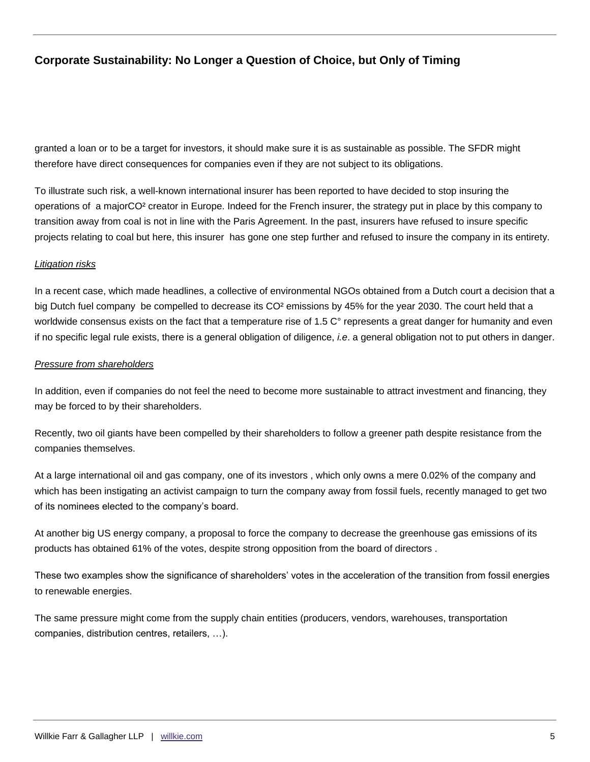granted a loan or to be a target for investors, it should make sure it is as sustainable as possible. The SFDR might therefore have direct consequences for companies even if they are not subject to its obligations.

To illustrate such risk, a well-known international insurer has been reported to have decided to stop insuring the operations of a major$CO^2$ creator in Europe. Indeed for the French insurer, the strategy put in place by this company to transition away from coal is not in line with the Paris Agreement. In the past, insurers have refused to insure specific projects relating to coal but here, this insurer has gone one step further and refused to insure the company in its entirety.

*Litigation risks*

In a recent case, which made headlines, a collective of environmental NGOs obtained from a Dutch court a decision that a big Dutch fuel company be compelled to decrease its $CO^2$ emissions by 45% for the year 2030. The court held that a worldwide consensus exists on the fact that a temperature rise of 1.5 C° represents a great danger for humanity and even if no specific legal rule exists, there is a general obligation of diligence, *i.e*. a general obligation not to put others in danger.

*Pressure from shareholders*

In addition, even if companies do not feel the need to become more sustainable to attract investment and financing, they may be forced to by their shareholders.

Recently, two oil giants have been compelled by their shareholders to follow a greener path despite resistance from the companies themselves.

At a large international oil and gas company, one of its investors , which only owns a mere 0.02% of the company and which has been instigating an activist campaign to turn the company away from fossil fuels, recently managed to get two of its nominees elected to the company's board.

At another big US energy company, a proposal to force the company to decrease the greenhouse gas emissions of its products has obtained 61% of the votes, despite strong opposition from the board of directors .

These two examples show the significance of shareholders' votes in the acceleration of the transition from fossil energies to renewable energies.

The same pressure might come from the supply chain entities (producers, vendors, warehouses, transportation companies, distribution centres, retailers, …).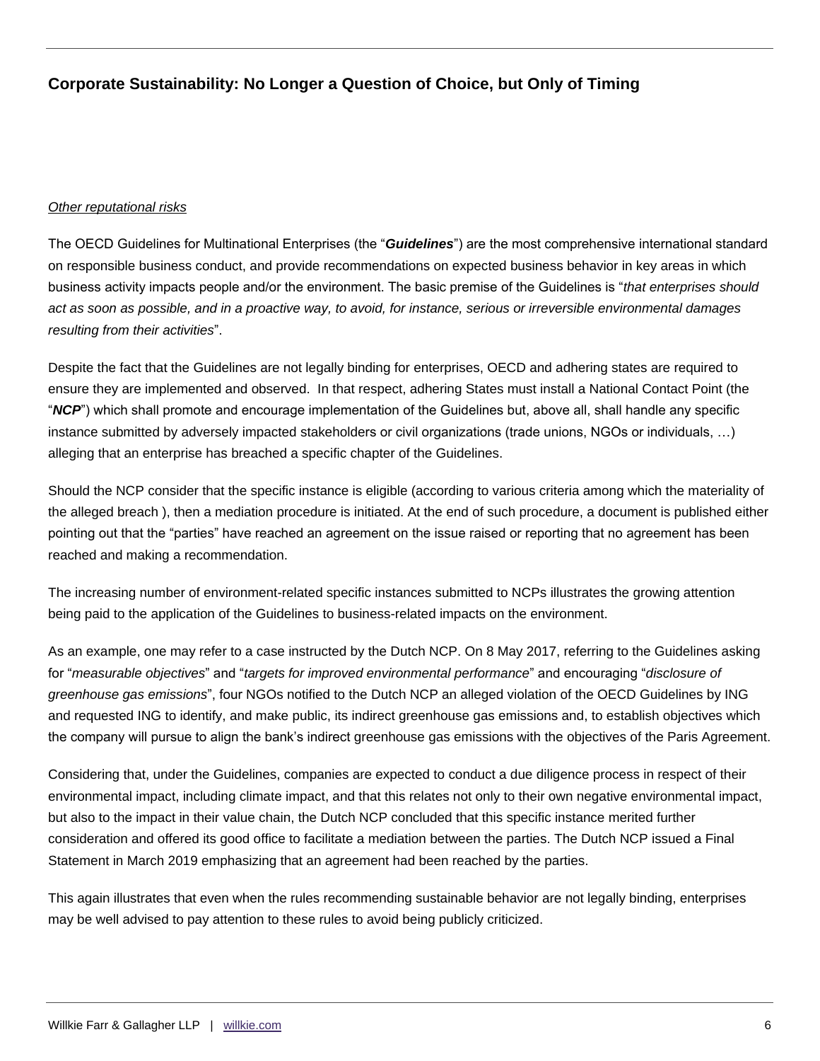*Other reputational risks*

The OECD Guidelines for Multinational Enterprises (the "***Guidelines***") are the most comprehensive international standard on responsible business conduct, and provide recommendations on expected business behavior in key areas in which business activity impacts people and/or the environment. The basic premise of the Guidelines is "*that enterprises should act as soon as possible, and in a proactive way, to avoid, for instance, serious or irreversible environmental damages resulting from their activities*".

Despite the fact that the Guidelines are not legally binding for enterprises, OECD and adhering states are required to ensure they are implemented and observed. In that respect, adhering States must install a National Contact Point (the "***NCP***") which shall promote and encourage implementation of the Guidelines but, above all, shall handle any specific instance submitted by adversely impacted stakeholders or civil organizations (trade unions, NGOs or individuals, …) alleging that an enterprise has breached a specific chapter of the Guidelines.

Should the NCP consider that the specific instance is eligible (according to various criteria among which the materiality of the alleged breach ), then a mediation procedure is initiated. At the end of such procedure, a document is published either pointing out that the "parties" have reached an agreement on the issue raised or reporting that no agreement has been reached and making a recommendation.

The increasing number of environment-related specific instances submitted to NCPs illustrates the growing attention being paid to the application of the Guidelines to business-related impacts on the environment.

As an example, one may refer to a case instructed by the Dutch NCP. On 8 May 2017, referring to the Guidelines asking for "*measurable objectives*" and "*targets for improved environmental performance*" and encouraging "*disclosure of greenhouse gas emissions*", four NGOs notified to the Dutch NCP an alleged violation of the OECD Guidelines by ING and requested ING to identify, and make public, its indirect greenhouse gas emissions and, to establish objectives which the company will pursue to align the bank's indirect greenhouse gas emissions with the objectives of the Paris Agreement.

Considering that, under the Guidelines, companies are expected to conduct a due diligence process in respect of their environmental impact, including climate impact, and that this relates not only to their own negative environmental impact, but also to the impact in their value chain, the Dutch NCP concluded that this specific instance merited further consideration and offered its good office to facilitate a mediation between the parties. The Dutch NCP issued a Final Statement in March 2019 emphasizing that an agreement had been reached by the parties.

This again illustrates that even when the rules recommending sustainable behavior are not legally binding, enterprises may be well advised to pay attention to these rules to avoid being publicly criticized.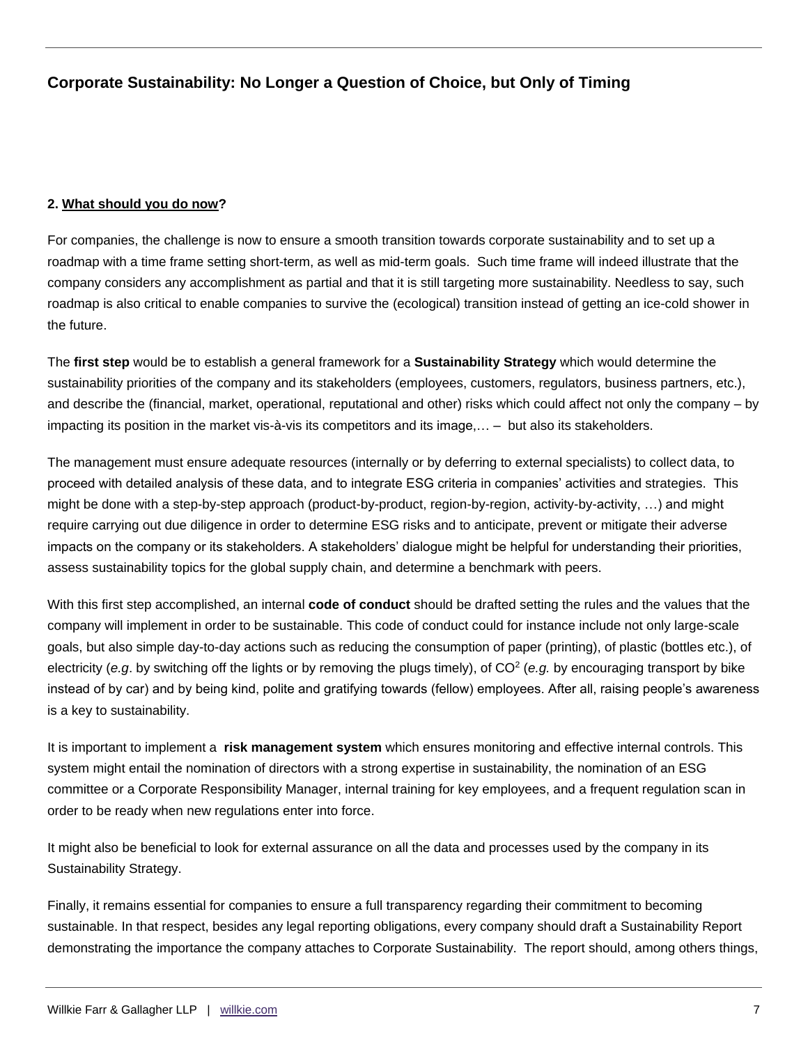## 2. What should you do now?

For companies, the challenge is now to ensure a smooth transition towards corporate sustainability and to set up a roadmap with a time frame setting short-term, as well as mid-term goals. Such time frame will indeed illustrate that the company considers any accomplishment as partial and that it is still targeting more sustainability. Needless to say, such roadmap is also critical to enable companies to survive the (ecological) transition instead of getting an ice-cold shower in the future.

The **first step** would be to establish a general framework for a **Sustainability Strategy** which would determine the sustainability priorities of the company and its stakeholders (employees, customers, regulators, business partners, etc.), and describe the (financial, market, operational, reputational and other) risks which could affect not only the company – by impacting its position in the market vis-à-vis its competitors and its image,… – but also its stakeholders.

The management must ensure adequate resources (internally or by deferring to external specialists) to collect data, to proceed with detailed analysis of these data, and to integrate ESG criteria in companies' activities and strategies. This might be done with a step-by-step approach (product-by-product, region-by-region, activity-by-activity, …) and might require carrying out due diligence in order to determine ESG risks and to anticipate, prevent or mitigate their adverse impacts on the company or its stakeholders. A stakeholders' dialogue might be helpful for understanding their priorities, assess sustainability topics for the global supply chain, and determine a benchmark with peers.

With this first step accomplished, an internal **code of conduct** should be drafted setting the rules and the values that the company will implement in order to be sustainable. This code of conduct could for instance include not only large-scale goals, but also simple day-to-day actions such as reducing the consumption of paper (printing), of plastic (bottles etc.), of electricity (*e.g*. by switching off the lights or by removing the plugs timely), of $CO^2$ (*e.g.* by encouraging transport by bike instead of by car) and by being kind, polite and gratifying towards (fellow) employees. After all, raising people's awareness is a key to sustainability.

It is important to implement a **risk management system** which ensures monitoring and effective internal controls. This system might entail the nomination of directors with a strong expertise in sustainability, the nomination of an ESG committee or a Corporate Responsibility Manager, internal training for key employees, and a frequent regulation scan in order to be ready when new regulations enter into force.

It might also be beneficial to look for external assurance on all the data and processes used by the company in its Sustainability Strategy.

Finally, it remains essential for companies to ensure a full transparency regarding their commitment to becoming sustainable. In that respect, besides any legal reporting obligations, every company should draft a Sustainability Report demonstrating the importance the company attaches to Corporate Sustainability. The report should, among others things,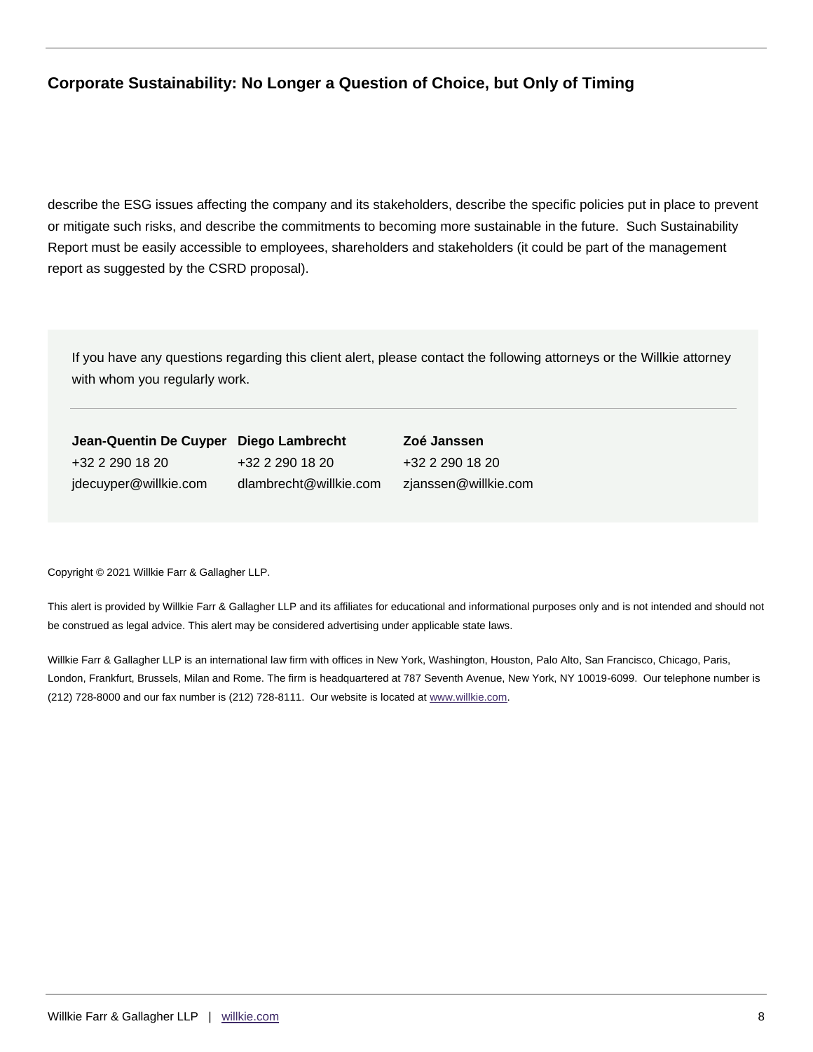describe the ESG issues affecting the company and its stakeholders, describe the specific policies put in place to prevent or mitigate such risks, and describe the commitments to becoming more sustainable in the future. Such Sustainability Report must be easily accessible to employees, shareholders and stakeholders (it could be part of the management report as suggested by the CSRD proposal).

If you have any questions regarding this client alert, please contact the following attorneys or the Willkie attorney with whom you regularly work.

| | | |
|---|---|---|
| **Jean-Quentin De Cuyper** | **Diego Lambrecht** | **Zoé Janssen** |
| +32 2 290 18 20 | +32 2 290 18 20 | +32 2 290 18 20 |
| jdecuyper@willkie.com | dlambrecht@willkie.com | zjanssen@willkie.com |

Copyright © 2021 Willkie Farr & Gallagher LLP.

This alert is provided by Willkie Farr & Gallagher LLP and its affiliates for educational and informational purposes only and is not intended and should not be construed as legal advice. This alert may be considered advertising under applicable state laws.

Willkie Farr & Gallagher LLP is an international law firm with offices in New York, Washington, Houston, Palo Alto, San Francisco, Chicago, Paris, London, Frankfurt, Brussels, Milan and Rome. The firm is headquartered at 787 Seventh Avenue, New York, NY 10019-6099. Our telephone number is (212) 728-8000 and our fax number is (212) 728-8111. Our website is located at www.willkie.com.